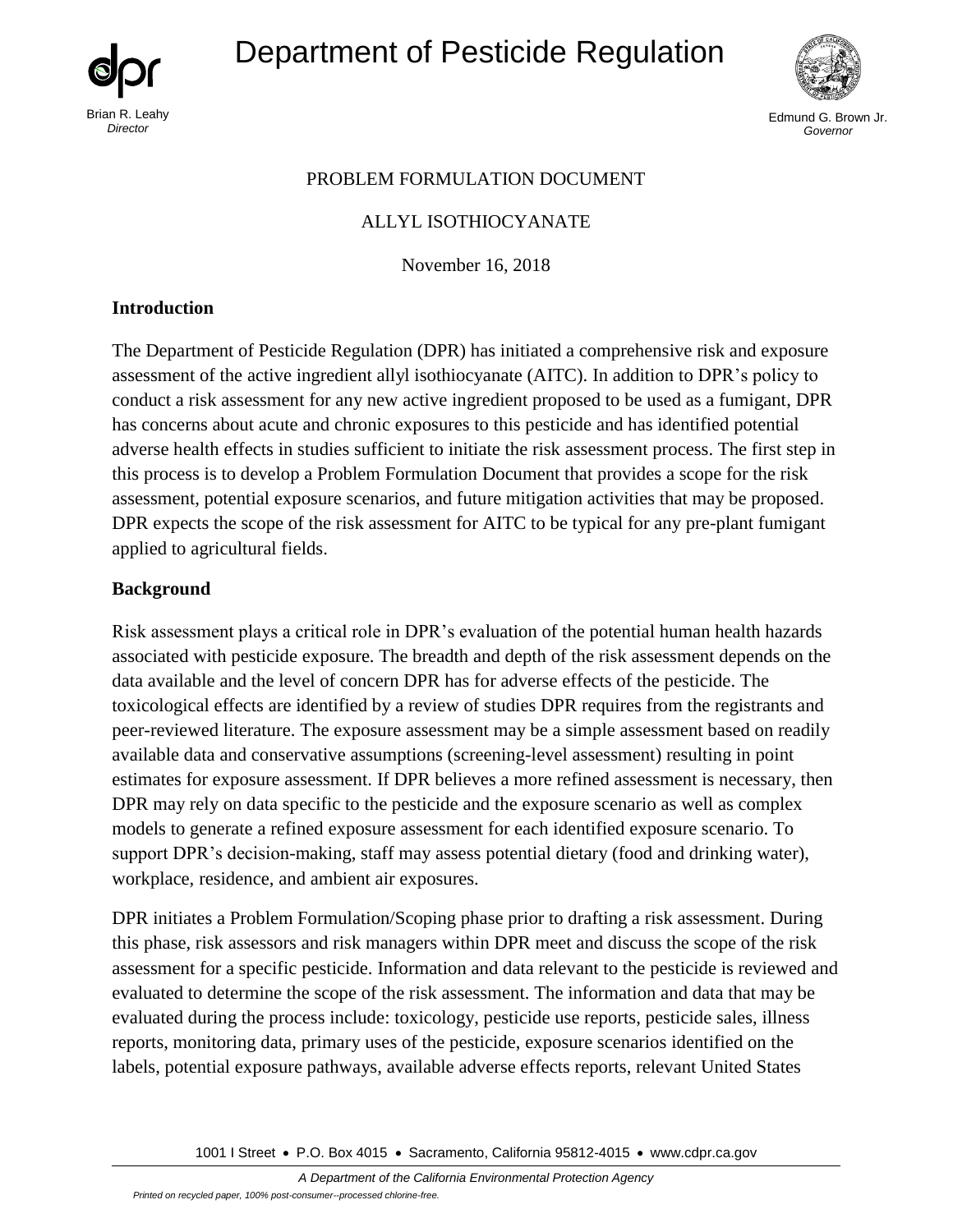# Department of Pesticide Regulation

Brian R. Leahy
*Director*

Edmund G. Brown Jr.
*Governor*

PROBLEM FORMULATION DOCUMENT

ALLYL ISOTHIOCYANATE

November 16, 2018

## Introduction

The Department of Pesticide Regulation (DPR) has initiated a comprehensive risk and exposure assessment of the active ingredient allyl isothiocyanate (AITC). In addition to DPR's policy to conduct a risk assessment for any new active ingredient proposed to be used as a fumigant, DPR has concerns about acute and chronic exposures to this pesticide and has identified potential adverse health effects in studies sufficient to initiate the risk assessment process. The first step in this process is to develop a Problem Formulation Document that provides a scope for the risk assessment, potential exposure scenarios, and future mitigation activities that may be proposed. DPR expects the scope of the risk assessment for AITC to be typical for any pre-plant fumigant applied to agricultural fields.

## Background

Risk assessment plays a critical role in DPR's evaluation of the potential human health hazards associated with pesticide exposure. The breadth and depth of the risk assessment depends on the data available and the level of concern DPR has for adverse effects of the pesticide. The toxicological effects are identified by a review of studies DPR requires from the registrants and peer-reviewed literature. The exposure assessment may be a simple assessment based on readily available data and conservative assumptions (screening-level assessment) resulting in point estimates for exposure assessment. If DPR believes a more refined assessment is necessary, then DPR may rely on data specific to the pesticide and the exposure scenario as well as complex models to generate a refined exposure assessment for each identified exposure scenario. To support DPR's decision-making, staff may assess potential dietary (food and drinking water), workplace, residence, and ambient air exposures.

DPR initiates a Problem Formulation/Scoping phase prior to drafting a risk assessment. During this phase, risk assessors and risk managers within DPR meet and discuss the scope of the risk assessment for a specific pesticide. Information and data relevant to the pesticide is reviewed and evaluated to determine the scope of the risk assessment. The information and data that may be evaluated during the process include: toxicology, pesticide use reports, pesticide sales, illness reports, monitoring data, primary uses of the pesticide, exposure scenarios identified on the labels, potential exposure pathways, available adverse effects reports, relevant United States

1001 I Street • P.O. Box 4015 • Sacramento, California 95812-4015 • www.cdpr.ca.gov

*A Department of the California Environmental Protection Agency*

*Printed on recycled paper, 100% post-consumer--processed chlorine-free.*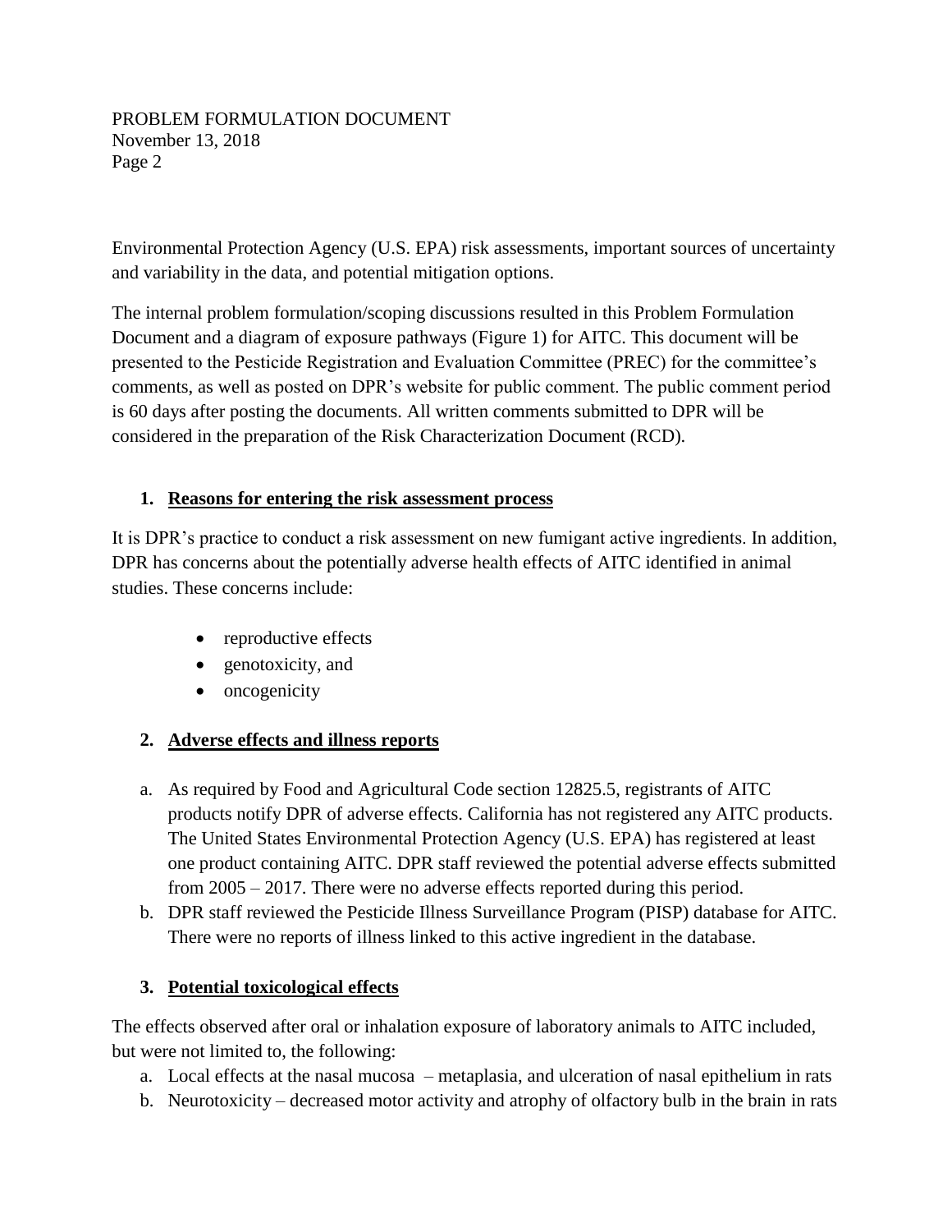Environmental Protection Agency (U.S. EPA) risk assessments, important sources of uncertainty and variability in the data, and potential mitigation options.

The internal problem formulation/scoping discussions resulted in this Problem Formulation Document and a diagram of exposure pathways (Figure 1) for AITC. This document will be presented to the Pesticide Registration and Evaluation Committee (PREC) for the committee's comments, as well as posted on DPR's website for public comment. The public comment period is 60 days after posting the documents. All written comments submitted to DPR will be considered in the preparation of the Risk Characterization Document (RCD).

## 1. Reasons for entering the risk assessment process

It is DPR's practice to conduct a risk assessment on new fumigant active ingredients. In addition, DPR has concerns about the potentially adverse health effects of AITC identified in animal studies. These concerns include:

- reproductive effects
- genotoxicity, and
- oncogenicity

## 2. Adverse effects and illness reports

a. As required by Food and Agricultural Code section 12825.5, registrants of AITC products notify DPR of adverse effects. California has not registered any AITC products. The United States Environmental Protection Agency (U.S. EPA) has registered at least one product containing AITC. DPR staff reviewed the potential adverse effects submitted from 2005 – 2017. There were no adverse effects reported during this period.

b. DPR staff reviewed the Pesticide Illness Surveillance Program (PISP) database for AITC. There were no reports of illness linked to this active ingredient in the database.

## 3. Potential toxicological effects

The effects observed after oral or inhalation exposure of laboratory animals to AITC included, but were not limited to, the following:

a. Local effects at the nasal mucosa – metaplasia, and ulceration of nasal epithelium in rats

b. Neurotoxicity – decreased motor activity and atrophy of olfactory bulb in the brain in rats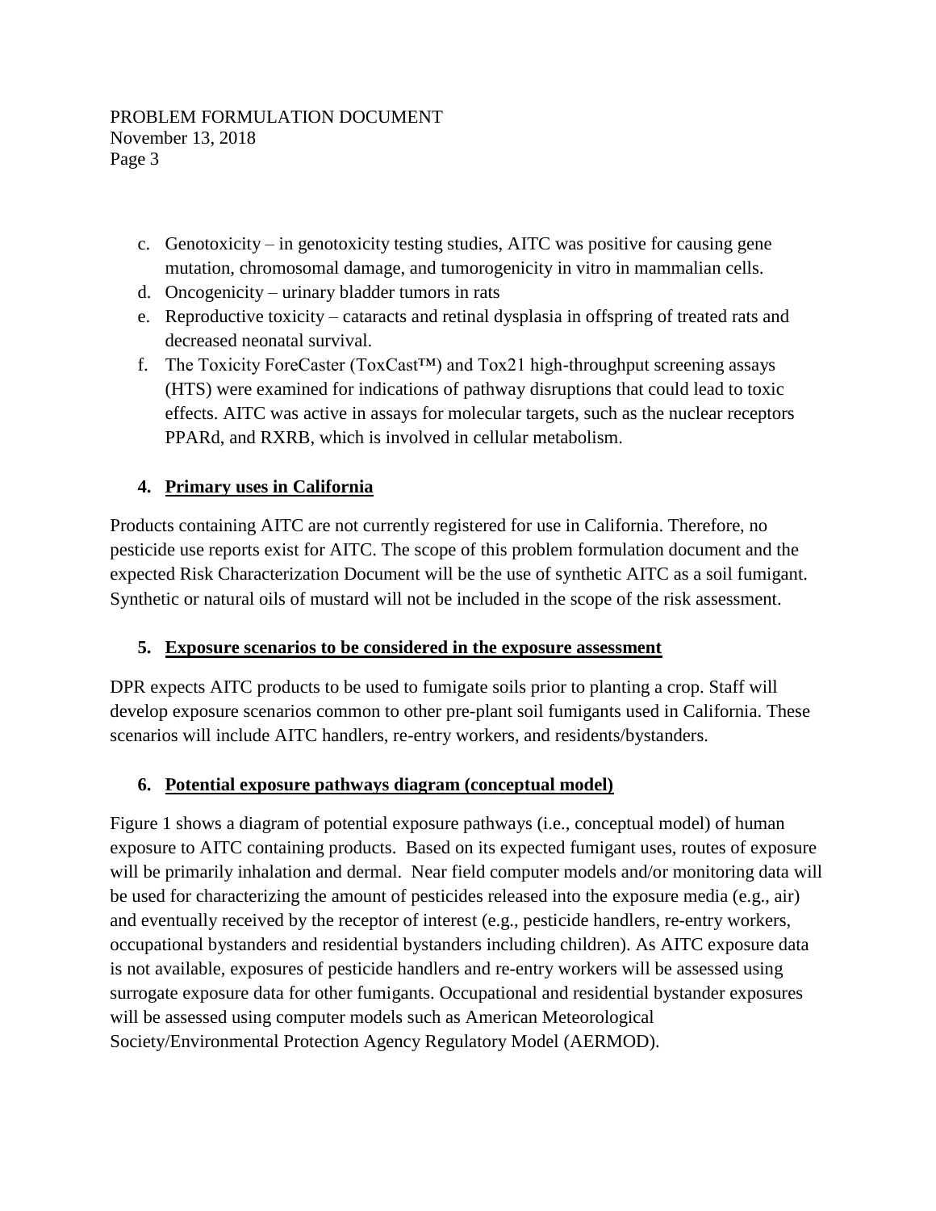c. Genotoxicity – in genotoxicity testing studies, AITC was positive for causing gene mutation, chromosomal damage, and tumorogenicity in vitro in mammalian cells.
d. Oncogenicity – urinary bladder tumors in rats
e. Reproductive toxicity – cataracts and retinal dysplasia in offspring of treated rats and decreased neonatal survival.
f. The Toxicity ForeCaster (ToxCast™) and Tox21 high-throughput screening assays (HTS) were examined for indications of pathway disruptions that could lead to toxic effects. AITC was active in assays for molecular targets, such as the nuclear receptors PPARd, and RXRB, which is involved in cellular metabolism.

## 4. Primary uses in California

Products containing AITC are not currently registered for use in California. Therefore, no pesticide use reports exist for AITC. The scope of this problem formulation document and the expected Risk Characterization Document will be the use of synthetic AITC as a soil fumigant. Synthetic or natural oils of mustard will not be included in the scope of the risk assessment.

## 5. Exposure scenarios to be considered in the exposure assessment

DPR expects AITC products to be used to fumigate soils prior to planting a crop. Staff will develop exposure scenarios common to other pre-plant soil fumigants used in California. These scenarios will include AITC handlers, re-entry workers, and residents/bystanders.

## 6. Potential exposure pathways diagram (conceptual model)

Figure 1 shows a diagram of potential exposure pathways (i.e., conceptual model) of human exposure to AITC containing products. Based on its expected fumigant uses, routes of exposure will be primarily inhalation and dermal. Near field computer models and/or monitoring data will be used for characterizing the amount of pesticides released into the exposure media (e.g., air) and eventually received by the receptor of interest (e.g., pesticide handlers, re-entry workers, occupational bystanders and residential bystanders including children). As AITC exposure data is not available, exposures of pesticide handlers and re-entry workers will be assessed using surrogate exposure data for other fumigants. Occupational and residential bystander exposures will be assessed using computer models such as American Meteorological Society/Environmental Protection Agency Regulatory Model (AERMOD).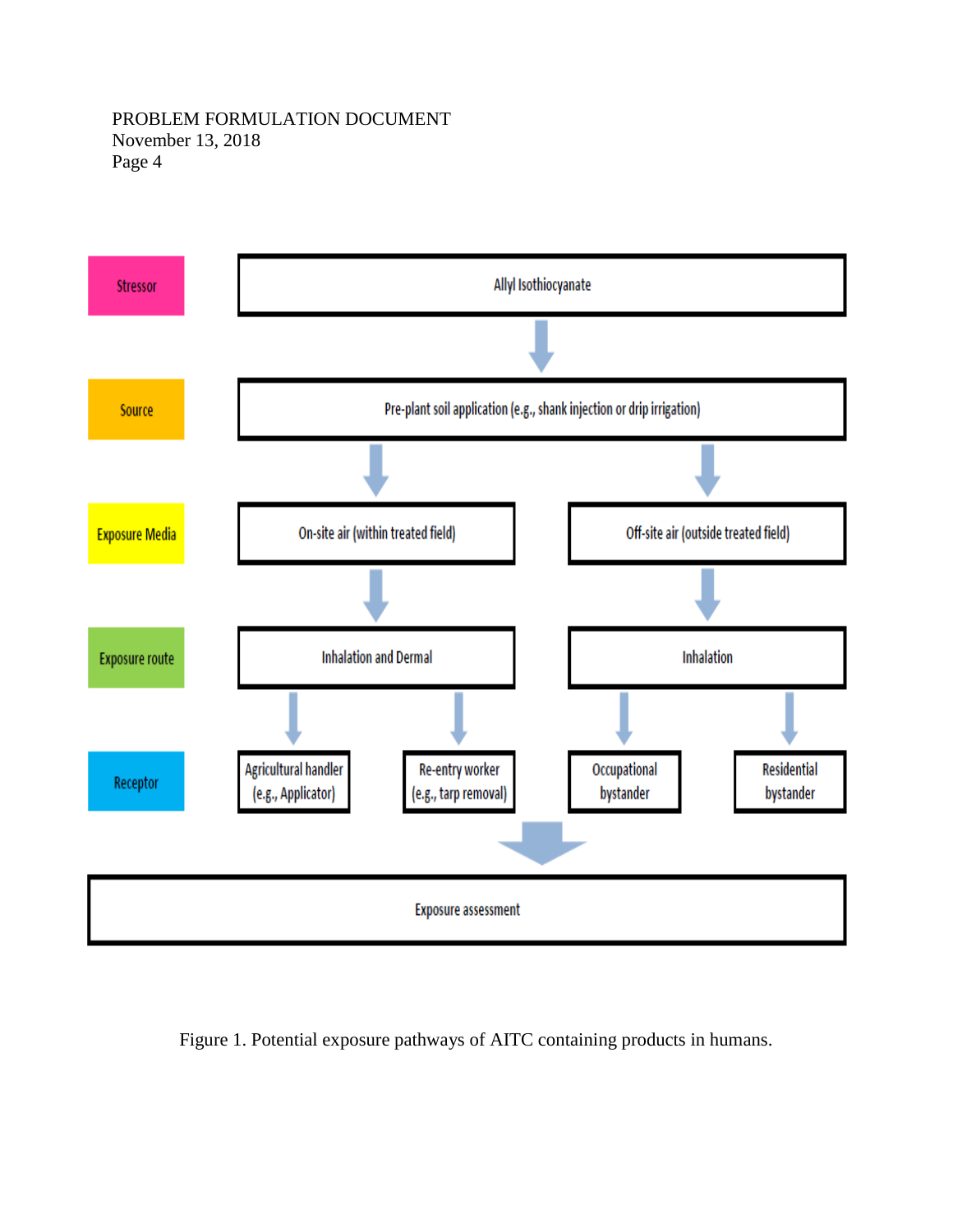| Stressor | Allyl Isothiocyanate | | | |
|---|---|---|---|---|
| Source | Pre-plant soil application (e.g., shank injection or drip irrigation) | | | |
| Exposure Media | On-site air (within treated field) | | Off-site air (outside treated field) | |
| Exposure route | Inhalation and Dermal | | Inhalation | |
| Receptor | Agricultural handler (e.g., Applicator) | Re-entry worker (e.g., tarp removal) | Occupational bystander | Residential bystander |
| | Exposure assessment | | | |

Figure 1. Potential exposure pathways of AITC containing products in humans.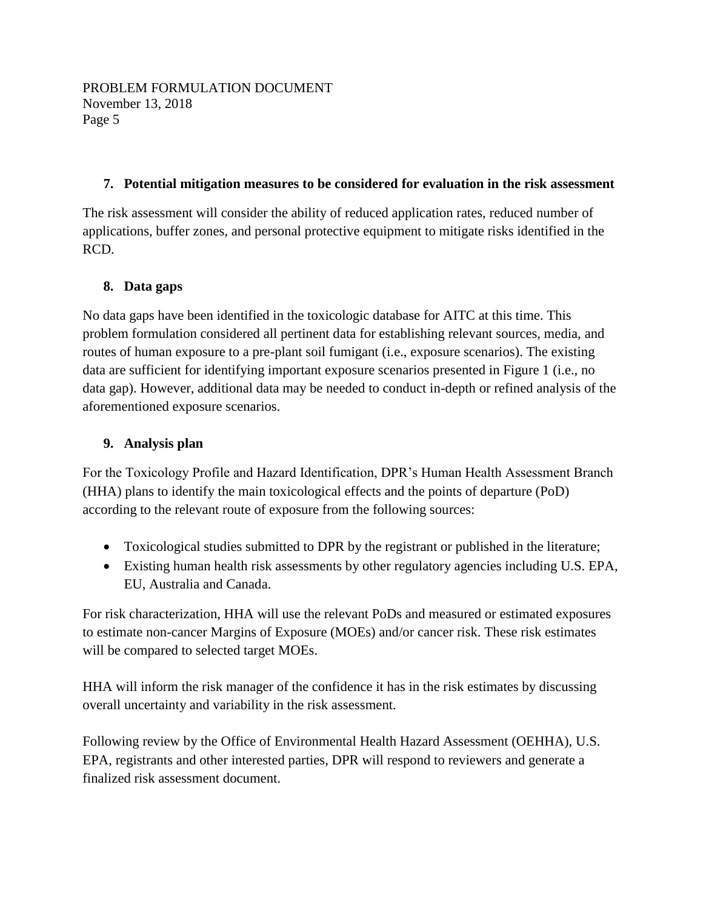## 7. Potential mitigation measures to be considered for evaluation in the risk assessment

The risk assessment will consider the ability of reduced application rates, reduced number of applications, buffer zones, and personal protective equipment to mitigate risks identified in the RCD.

## 8. Data gaps

No data gaps have been identified in the toxicologic database for AITC at this time. This problem formulation considered all pertinent data for establishing relevant sources, media, and routes of human exposure to a pre-plant soil fumigant (i.e., exposure scenarios). The existing data are sufficient for identifying important exposure scenarios presented in Figure 1 (i.e., no data gap). However, additional data may be needed to conduct in-depth or refined analysis of the aforementioned exposure scenarios.

## 9. Analysis plan

For the Toxicology Profile and Hazard Identification, DPR's Human Health Assessment Branch (HHA) plans to identify the main toxicological effects and the points of departure (PoD) according to the relevant route of exposure from the following sources:

- Toxicological studies submitted to DPR by the registrant or published in the literature;
- Existing human health risk assessments by other regulatory agencies including U.S. EPA, EU, Australia and Canada.

For risk characterization, HHA will use the relevant PoDs and measured or estimated exposures to estimate non-cancer Margins of Exposure (MOEs) and/or cancer risk. These risk estimates will be compared to selected target MOEs.

HHA will inform the risk manager of the confidence it has in the risk estimates by discussing overall uncertainty and variability in the risk assessment.

Following review by the Office of Environmental Health Hazard Assessment (OEHHA), U.S. EPA, registrants and other interested parties, DPR will respond to reviewers and generate a finalized risk assessment document.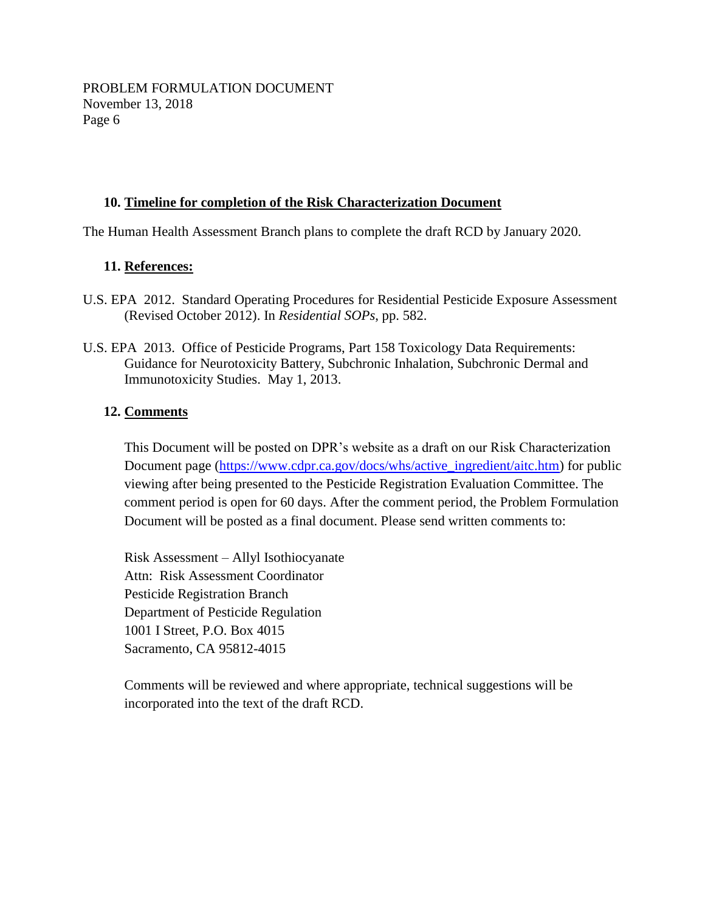## 10. Timeline for completion of the Risk Characterization Document

The Human Health Assessment Branch plans to complete the draft RCD by January 2020.

## 11. References:

U.S. EPA 2012. Standard Operating Procedures for Residential Pesticide Exposure Assessment (Revised October 2012). In *Residential SOPs*, pp. 582.

U.S. EPA 2013. Office of Pesticide Programs, Part 158 Toxicology Data Requirements: Guidance for Neurotoxicity Battery, Subchronic Inhalation, Subchronic Dermal and Immunotoxicity Studies. May 1, 2013.

## 12. Comments

This Document will be posted on DPR's website as a draft on our Risk Characterization Document page (https://www.cdpr.ca.gov/docs/whs/active_ingredient/aitc.htm) for public viewing after being presented to the Pesticide Registration Evaluation Committee. The comment period is open for 60 days. After the comment period, the Problem Formulation Document will be posted as a final document. Please send written comments to:

Risk Assessment – Allyl Isothiocyanate  
Attn: Risk Assessment Coordinator  
Pesticide Registration Branch  
Department of Pesticide Regulation  
1001 I Street, P.O. Box 4015  
Sacramento, CA 95812-4015

Comments will be reviewed and where appropriate, technical suggestions will be incorporated into the text of the draft RCD.